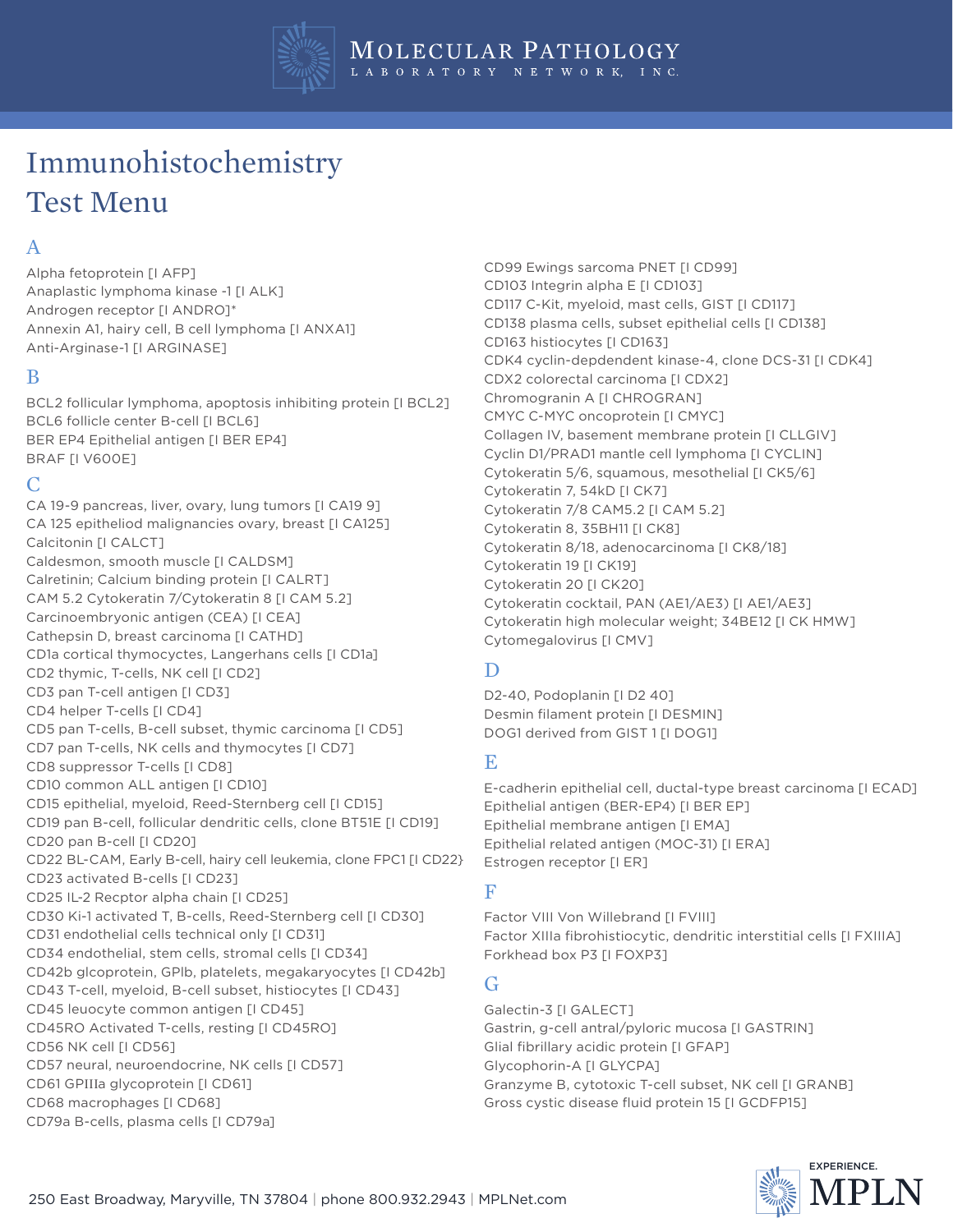# Immunohistochemistry Test Menu

## A

Alpha fetoprotein [I AFP]
Anaplastic lymphoma kinase -1 [I ALK]
Androgen receptor [I ANDRO]*
Annexin A1, hairy cell, B cell lymphoma [I ANXA1]
Anti-Arginase-1 [I ARGINASE]

## B

BCL2 follicular lymphoma, apoptosis inhibiting protein [I BCL2]
BCL6 follicle center B-cell [I BCL6]
BER EP4 Epithelial antigen [I BER EP4]
BRAF [I V600E]

## C

CA 19-9 pancreas, liver, ovary, lung tumors [I CA19 9]
CA 125 epitheliod malignancies ovary, breast [I CA125]
Calcitonin [I CALCT]
Caldesmon, smooth muscle [I CALDSM]
Calretinin; Calcium binding protein [I CALRT]
CAM 5.2 Cytokeratin 7/Cytokeratin 8 [I CAM 5.2]
Carcinoembryonic antigen (CEA) [I CEA]
Cathepsin D, breast carcinoma [I CATHD]
CD1a cortical thymocytes, Langerhans cells [I CD1a]
CD2 thymic, T-cells, NK cell [I CD2]
CD3 pan T-cell antigen [I CD3]
CD4 helper T-cells [I CD4]
CD5 pan T-cells, B-cell subset, thymic carcinoma [I CD5]
CD7 pan T-cells, NK cells and thymocytes [I CD7]
CD8 suppressor T-cells [I CD8]
CD10 common ALL antigen [I CD10]
CD15 epithelial, myeloid, Reed-Sternberg cell [I CD15]
CD19 pan B-cell, follicular dendritic cells, clone BT51E [I CD19]
CD20 pan B-cell [I CD20]
CD22 BL-CAM, Early B-cell, hairy cell leukemia, clone FPC1 [I CD22}
CD23 activated B-cells [I CD23]
CD25 IL-2 Recptor alpha chain [I CD25]
CD30 Ki-1 activated T, B-cells, Reed-Sternberg cell [I CD30]
CD31 endothelial cells technical only [I CD31]
CD34 endothelial, stem cells, stromal cells [I CD34]
CD42b glcoprotein, GPlb, platelets, megakaryocytes [I CD42b]
CD43 T-cell, myeloid, B-cell subset, histiocytes [I CD43]
CD45 leucocyte common antigen [I CD45]
CD45RO Activated T-cells, resting [I CD45RO]
CD56 NK cell [I CD56]
CD57 neural, neuroendocrine, NK cells [I CD57]
CD61 GPIIIa glycoprotein [I CD61]
CD68 macrophages [I CD68]
CD79a B-cells, plasma cells [I CD79a]
CD99 Ewings sarcoma PNET [I CD99]
CD103 Integrin alpha E [I CD103]
CD117 C-Kit, myeloid, mast cells, GIST [I CD117]
CD138 plasma cells, subset epithelial cells [I CD138]
CD163 histiocytes [I CD163]
CDK4 cyclin-depdendent kinase-4, clone DCS-31 [I CDK4]
CDX2 colorectal carcinoma [I CDX2]
Chromogranin A [I CHROGRAN]
CMYC C-MYC oncoprotein [I CMYC]
Collagen IV, basement membrane protein [I CLLGIV]
Cyclin D1/PRAD1 mantle cell lymphoma [I CYCLIN]
Cytokeratin 5/6, squamous, mesothelial [I CK5/6]
Cytokeratin 7, 54kD [I CK7]
Cytokeratin 7/8 CAM5.2 [I CAM 5.2]
Cytokeratin 8, 35BH11 [I CK8]
Cytokeratin 8/18, adenocarcinoma [I CK8/18]
Cytokeratin 19 [I CK19]
Cytokeratin 20 [I CK20]
Cytokeratin cocktail, PAN (AE1/AE3) [I AE1/AE3]
Cytokeratin high molecular weight; 34BE12 [I CK HMW]
Cytomegalovirus [I CMV]

## D

D2-40, Podoplanin [I D2 40]
Desmin filament protein [I DESMIN]
DOG1 derived from GIST 1 [I DOG1]

## E

E-cadherin epithelial cell, ductal-type breast carcinoma [I ECAD]
Epithelial antigen (BER-EP4) [I BER EP]
Epithelial membrane antigen [I EMA]
Epithelial related antigen (MOC-31) [I ERA]
Estrogen receptor [I ER]

## F

Factor VIII Von Willebrand [I FVIII]
Factor XIIIa fibrohistiocytic, dendritic interstitial cells [I FXIIIA]
Forkhead box P3 [I FOXP3]

## G

Galectin-3 [I GALECT]
Gastrin, g-cell antral/pyloric mucosa [I GASTRIN]
Glial fibrillary acidic protein [I GFAP]
Glycophorin-A [I GLYCPA]
Granzyme B, cytotoxic T-cell subset, NK cell [I GRANB]
Gross cystic disease fluid protein 15 [I GCDFP15]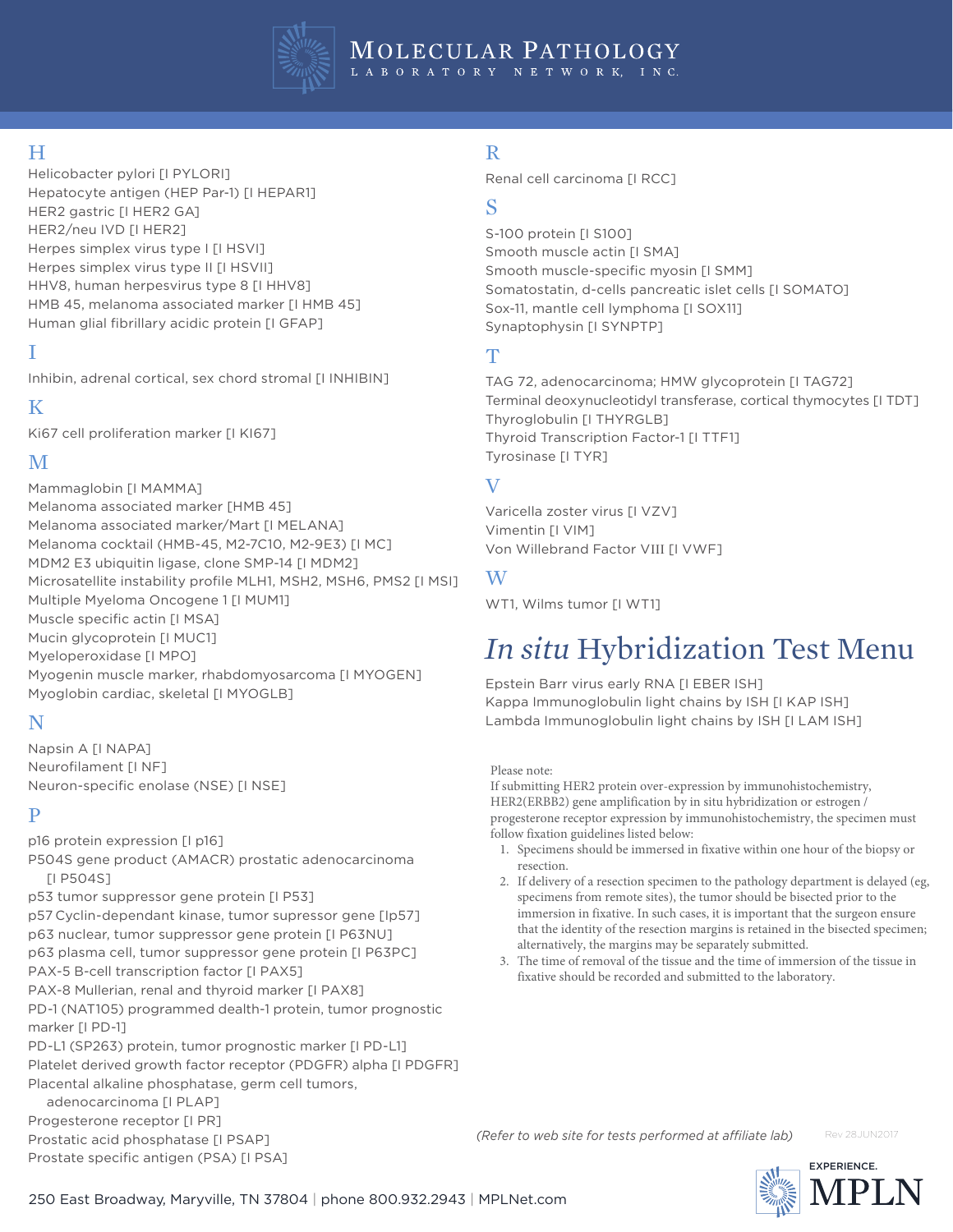## H

Helicobacter pylori [I PYLORI]
Hepatocyte antigen (HEP Par-1) [I HEPAR1]
HER2 gastric [I HER2 GA]
HER2/neu IVD [I HER2]
Herpes simplex virus type I [I HSVI]
Herpes simplex virus type II [I HSVII]
HHV8, human herpesvirus type 8 [I HHV8]
HMB 45, melanoma associated marker [I HMB 45]
Human glial fibrillary acidic protein [I GFAP]

## I

Inhibin, adrenal cortical, sex chord stromal [I INHIBIN]

## K

Ki67 cell proliferation marker [I KI67]

## M

Mammaglobin [I MAMMA]
Melanoma associated marker [HMB 45]
Melanoma associated marker/Mart [I MELANA]
Melanoma cocktail (HMB-45, M2-7C10, M2-9E3) [I MC]
MDM2 E3 ubiquitin ligase, clone SMP-14 [I MDM2]
Microsatellite instability profile MLH1, MSH2, MSH6, PMS2 [I MSI]
Multiple Myeloma Oncogene 1 [I MUM1]
Muscle specific actin [I MSA]
Mucin glycoprotein [I MUC1]
Myeloperoxidase [I MPO]
Myogenin muscle marker, rhabdomyosarcoma [I MYOGEN]
Myoglobin cardiac, skeletal [I MYOGLB]

## N

Napsin A [I NAPA]
Neurofilament [I NF]
Neuron-specific enolase (NSE) [I NSE]

## P

p16 protein expression [I p16]
P504S gene product (AMACR) prostatic adenocarcinoma [I P504S]
p53 tumor suppressor gene protein [I P53]
p57 Cyclin-dependant kinase, tumor supressor gene [Ip57]
p63 nuclear, tumor suppressor gene protein [I P63NU]
p63 plasma cell, tumor suppressor gene protein [I P63PC]
PAX-5 B-cell transcription factor [I PAX5]
PAX-8 Mullerian, renal and thyroid marker [I PAX8]
PD-1 (NAT105) programmed dealth-1 protein, tumor prognostic marker [I PD-1]
PD-L1 (SP263) protein, tumor prognostic marker [I PD-L1]
Platelet derived growth factor receptor (PDGFR) alpha [I PDGFR]
Placental alkaline phosphatase, germ cell tumors, adenocarcinoma [I PLAP]
Progesterone receptor [I PR]
Prostatic acid phosphatase [I PSAP]
Prostate specific antigen (PSA) [I PSA]

## R

Renal cell carcinoma [I RCC]

## S

S-100 protein [I S100]
Smooth muscle actin [I SMA]
Smooth muscle-specific myosin [I SMM]
Somatostatin, d-cells pancreatic islet cells [I SOMATO]
Sox-11, mantle cell lymphoma [I SOX11]
Synaptophysin [I SYNPTP]

## T

TAG 72, adenocarcinoma; HMW glycoprotein [I TAG72]
Terminal deoxynucleotidyl transferase, cortical thymocytes [I TDT]
Thyroglobulin [I THYRGLB]
Thyroid Transcription Factor-1 [I TTF1]
Tyrosinase [I TYR]

## V

Varicella zoster virus [I VZV]
Vimentin [I VIM]
Von Willebrand Factor VIII [I VWF]

## W

WT1, Wilms tumor [I WT1]

# *In situ* Hybridization Test Menu

Epstein Barr virus early RNA [I EBER ISH]
Kappa Immunoglobulin light chains by ISH [I KAP ISH]
Lambda Immunoglobulin light chains by ISH [I LAM ISH]

Please note:
If submitting HER2 protein over-expression by immunohistochemistry, HER2(ERBB2) gene amplification by in situ hybridization or estrogen / progesterone receptor expression by immunohistochemistry, the specimen must follow fixation guidelines listed below:

1. Specimens should be immersed in fixative within one hour of the biopsy or resection.
2. If delivery of a resection specimen to the pathology department is delayed (eg, specimens from remote sites), the tumor should be bisected prior to the immersion in fixative. In such cases, it is important that the surgeon ensure that the identity of the resection margins is retained in the bisected specimen; alternatively, the margins may be separately submitted.
3. The time of removal of the tissue and the time of immersion of the tissue in fixative should be recorded and submitted to the laboratory.

*(Refer to web site for tests performed at affiliate lab)*

Rev 28JUN2017

250 East Broadway, Maryville, TN 37804 | phone 800.932.2943 | MPLNet.com